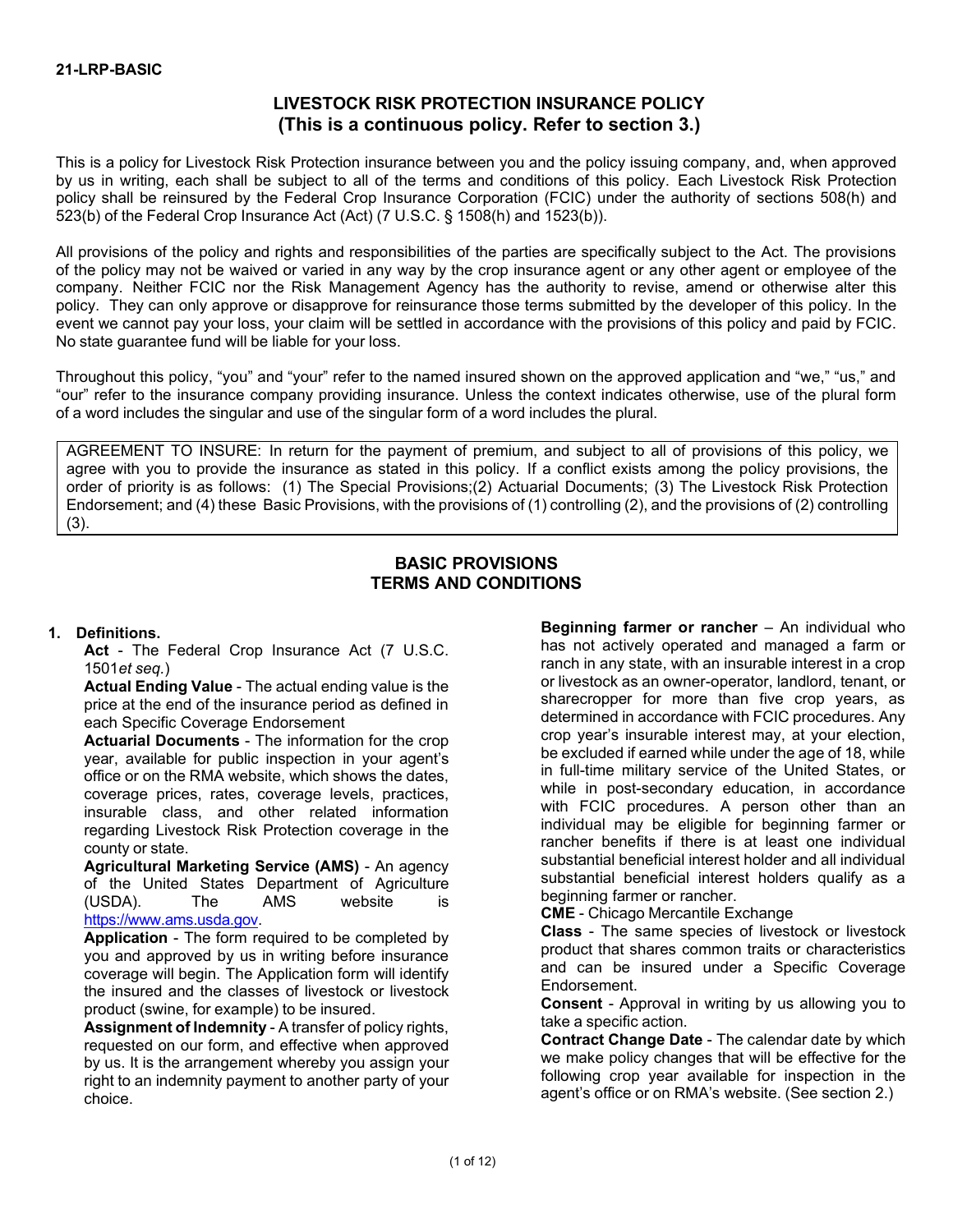**21-LRP-BASIC**

# LIVESTOCK RISK PROTECTION INSURANCE POLICY
## (This is a continuous policy. Refer to section 3.)

This is a policy for Livestock Risk Protection insurance between you and the policy issuing company, and, when approved by us in writing, each shall be subject to all of the terms and conditions of this policy. Each Livestock Risk Protection policy shall be reinsured by the Federal Crop Insurance Corporation (FCIC) under the authority of sections 508(h) and 523(b) of the Federal Crop Insurance Act (Act) (7 U.S.C. § 1508(h) and 1523(b)).

All provisions of the policy and rights and responsibilities of the parties are specifically subject to the Act. The provisions of the policy may not be waived or varied in any way by the crop insurance agent or any other agent or employee of the company. Neither FCIC nor the Risk Management Agency has the authority to revise, amend or otherwise alter this policy. They can only approve or disapprove for reinsurance those terms submitted by the developer of this policy. In the event we cannot pay your loss, your claim will be settled in accordance with the provisions of this policy and paid by FCIC. No state guarantee fund will be liable for your loss.

Throughout this policy, "you" and "your" refer to the named insured shown on the approved application and "we," "us," and "our" refer to the insurance company providing insurance. Unless the context indicates otherwise, use of the plural form of a word includes the singular and use of the singular form of a word includes the plural.

AGREEMENT TO INSURE: In return for the payment of premium, and subject to all of provisions of this policy, we agree with you to provide the insurance as stated in this policy. If a conflict exists among the policy provisions, the order of priority is as follows: (1) The Special Provisions;(2) Actuarial Documents; (3) The Livestock Risk Protection Endorsement; and (4) these Basic Provisions, with the provisions of (1) controlling (2), and the provisions of (2) controlling (3).

## BASIC PROVISIONS
## TERMS AND CONDITIONS

**1. Definitions.**

**Act** - The Federal Crop Insurance Act (7 U.S.C. 1501*et seq.*)

**Actual Ending Value** - The actual ending value is the price at the end of the insurance period as defined in each Specific Coverage Endorsement

**Actuarial Documents** - The information for the crop year, available for public inspection in your agent's office or on the RMA website, which shows the dates, coverage prices, rates, coverage levels, practices, insurable class, and other related information regarding Livestock Risk Protection coverage in the county or state.

**Agricultural Marketing Service (AMS)** - An agency of the United States Department of Agriculture (USDA). The AMS website is https://www.ams.usda.gov.

**Application** - The form required to be completed by you and approved by us in writing before insurance coverage will begin. The Application form will identify the insured and the classes of livestock or livestock product (swine, for example) to be insured.

**Assignment of Indemnity** - A transfer of policy rights, requested on our form, and effective when approved by us. It is the arrangement whereby you assign your right to an indemnity payment to another party of your choice.

**Beginning farmer or rancher** – An individual who has not actively operated and managed a farm or ranch in any state, with an insurable interest in a crop or livestock as an owner-operator, landlord, tenant, or sharecropper for more than five crop years, as determined in accordance with FCIC procedures. Any crop year's insurable interest may, at your election, be excluded if earned while under the age of 18, while in full-time military service of the United States, or while in post-secondary education, in accordance with FCIC procedures. A person other than an individual may be eligible for beginning farmer or rancher benefits if there is at least one individual substantial beneficial interest holder and all individual substantial beneficial interest holders qualify as a beginning farmer or rancher.

**CME** - Chicago Mercantile Exchange

**Class** - The same species of livestock or livestock product that shares common traits or characteristics and can be insured under a Specific Coverage Endorsement.

**Consent** - Approval in writing by us allowing you to take a specific action.

**Contract Change Date** - The calendar date by which we make policy changes that will be effective for the following crop year available for inspection in the agent's office or on RMA's website. (See section 2.)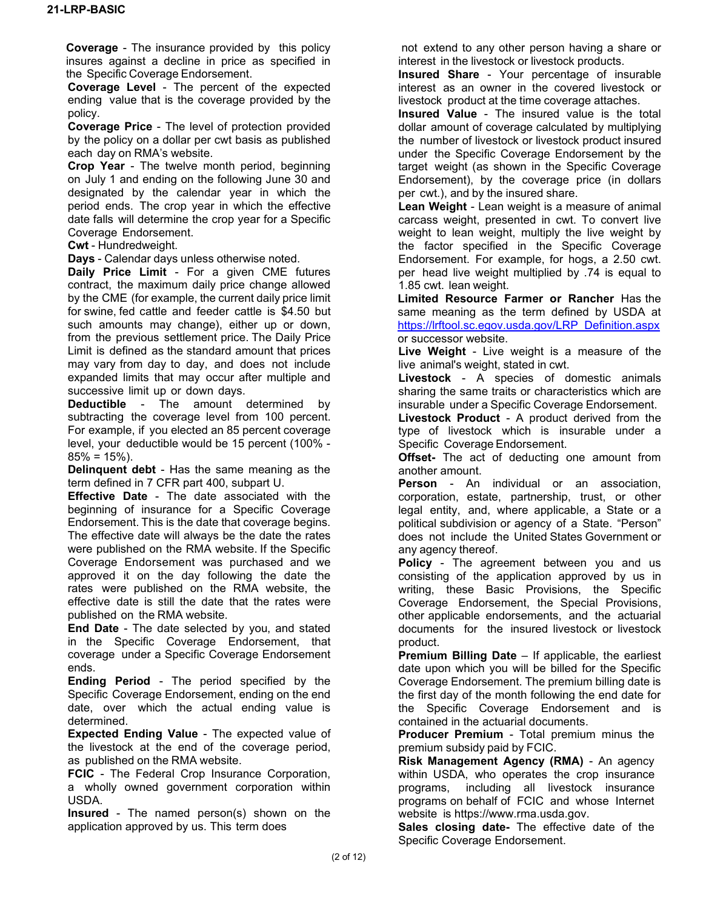**Coverage** - The insurance provided by this policy insures against a decline in price as specified in the Specific Coverage Endorsement.

**Coverage Level** - The percent of the expected ending value that is the coverage provided by the policy.

**Coverage Price** - The level of protection provided by the policy on a dollar per cwt basis as published each day on RMA's website.

**Crop Year** - The twelve month period, beginning on July 1 and ending on the following June 30 and designated by the calendar year in which the period ends. The crop year in which the effective date falls will determine the crop year for a Specific Coverage Endorsement.

**Cwt** - Hundredweight.

**Days** - Calendar days unless otherwise noted.

**Daily Price Limit** - For a given CME futures contract, the maximum daily price change allowed by the CME (for example, the current daily price limit for swine, fed cattle and feeder cattle is $4.50 but such amounts may change), either up or down, from the previous settlement price. The Daily Price Limit is defined as the standard amount that prices may vary from day to day, and does not include expanded limits that may occur after multiple and successive limit up or down days.

**Deductible** - The amount determined by subtracting the coverage level from 100 percent. For example, if you elected an 85 percent coverage level, your deductible would be 15 percent (100% - 85% = 15%).

**Delinquent debt** - Has the same meaning as the term defined in 7 CFR part 400, subpart U.

**Effective Date** - The date associated with the beginning of insurance for a Specific Coverage Endorsement. This is the date that coverage begins. The effective date will always be the date the rates were published on the RMA website. If the Specific Coverage Endorsement was purchased and we approved it on the day following the date the rates were published on the RMA website, the effective date is still the date that the rates were published on the RMA website.

**End Date** - The date selected by you, and stated in the Specific Coverage Endorsement, that coverage under a Specific Coverage Endorsement ends.

**Ending Period** - The period specified by the Specific Coverage Endorsement, ending on the end date, over which the actual ending value is determined.

**Expected Ending Value** - The expected value of the livestock at the end of the coverage period, as published on the RMA website.

**FCIC** - The Federal Crop Insurance Corporation, a wholly owned government corporation within USDA.

**Insured** - The named person(s) shown on the application approved by us. This term does not extend to any other person having a share or interest in the livestock or livestock products.

**Insured Share** - Your percentage of insurable interest as an owner in the covered livestock or livestock product at the time coverage attaches.

**Insured Value** - The insured value is the total dollar amount of coverage calculated by multiplying the number of livestock or livestock product insured under the Specific Coverage Endorsement by the target weight (as shown in the Specific Coverage Endorsement), by the coverage price (in dollars per cwt.), and by the insured share.

**Lean Weight** - Lean weight is a measure of animal carcass weight, presented in cwt. To convert live weight to lean weight, multiply the live weight by the factor specified in the Specific Coverage Endorsement. For example, for hogs, a 2.50 cwt. per head live weight multiplied by .74 is equal to 1.85 cwt. lean weight.

**Limited Resource Farmer or Rancher** Has the same meaning as the term defined by USDA at https://lrftool.sc.egov.usda.gov/LRP_Definition.aspx or successor website.

**Live Weight** - Live weight is a measure of the live animal's weight, stated in cwt.

**Livestock** - A species of domestic animals sharing the same traits or characteristics which are insurable under a Specific Coverage Endorsement.

**Livestock Product** - A product derived from the type of livestock which is insurable under a Specific Coverage Endorsement.

**Offset-** The act of deducting one amount from another amount.

**Person** - An individual or an association, corporation, estate, partnership, trust, or other legal entity, and, where applicable, a State or a political subdivision or agency of a State. "Person" does not include the United States Government or any agency thereof.

**Policy** - The agreement between you and us consisting of the application approved by us in writing, these Basic Provisions, the Specific Coverage Endorsement, the Special Provisions, other applicable endorsements, and the actuarial documents for the insured livestock or livestock product.

**Premium Billing Date** – If applicable, the earliest date upon which you will be billed for the Specific Coverage Endorsement. The premium billing date is the first day of the month following the end date for the Specific Coverage Endorsement and is contained in the actuarial documents.

**Producer Premium** - Total premium minus the premium subsidy paid by FCIC.

**Risk Management Agency (RMA)** - An agency within USDA, who operates the crop insurance programs, including all livestock insurance programs on behalf of FCIC and whose Internet website is https://www.rma.usda.gov.

**Sales closing date-** The effective date of the Specific Coverage Endorsement.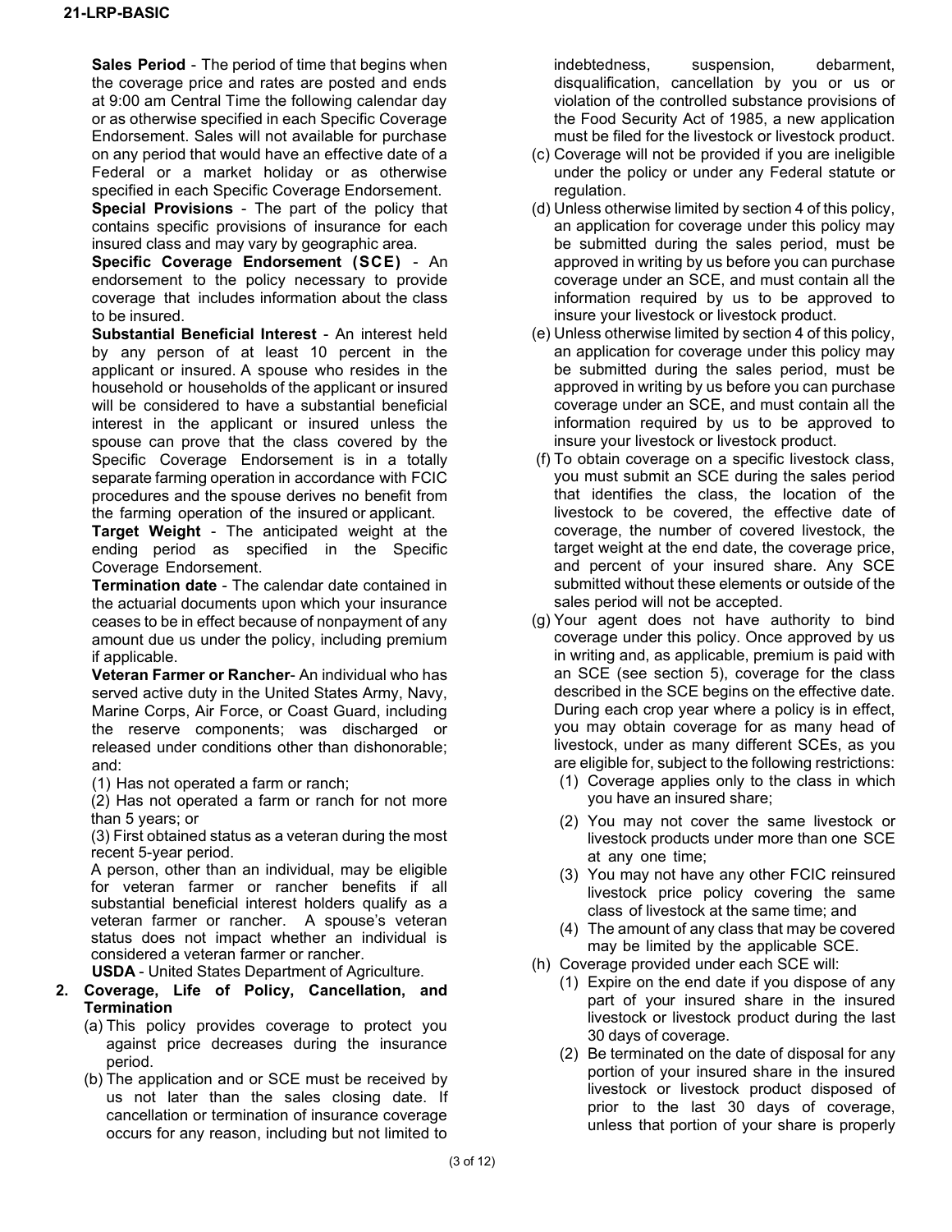**Sales Period** - The period of time that begins when the coverage price and rates are posted and ends at 9:00 am Central Time the following calendar day or as otherwise specified in each Specific Coverage Endorsement. Sales will not available for purchase on any period that would have an effective date of a Federal or a market holiday or as otherwise specified in each Specific Coverage Endorsement.

**Special Provisions** - The part of the policy that contains specific provisions of insurance for each insured class and may vary by geographic area.

**Specific Coverage Endorsement (SCE)** - An endorsement to the policy necessary to provide coverage that includes information about the class to be insured.

**Substantial Beneficial Interest** - An interest held by any person of at least 10 percent in the applicant or insured. A spouse who resides in the household or households of the applicant or insured will be considered to have a substantial beneficial interest in the applicant or insured unless the spouse can prove that the class covered by the Specific Coverage Endorsement is in a totally separate farming operation in accordance with FCIC procedures and the spouse derives no benefit from the farming operation of the insured or applicant.

**Target Weight** - The anticipated weight at the ending period as specified in the Specific Coverage Endorsement.

**Termination date** - The calendar date contained in the actuarial documents upon which your insurance ceases to be in effect because of nonpayment of any amount due us under the policy, including premium if applicable.

**Veteran Farmer or Rancher**- An individual who has served active duty in the United States Army, Navy, Marine Corps, Air Force, or Coast Guard, including the reserve components; was discharged or released under conditions other than dishonorable; and:

(1) Has not operated a farm or ranch;

(2) Has not operated a farm or ranch for not more than 5 years; or

(3) First obtained status as a veteran during the most recent 5-year period.

A person, other than an individual, may be eligible for veteran farmer or rancher benefits if all substantial beneficial interest holders qualify as a veteran farmer or rancher. A spouse's veteran status does not impact whether an individual is considered a veteran farmer or rancher.

**USDA** - United States Department of Agriculture.

**2. Coverage, Life of Policy, Cancellation, and Termination**

(a) This policy provides coverage to protect you against price decreases during the insurance period.

(b) The application and or SCE must be received by us not later than the sales closing date. If cancellation or termination of insurance coverage occurs for any reason, including but not limited to indebtedness, suspension, debarment, disqualification, cancellation by you or us or violation of the controlled substance provisions of the Food Security Act of 1985, a new application must be filed for the livestock or livestock product.

(c) Coverage will not be provided if you are ineligible under the policy or under any Federal statute or regulation.

(d) Unless otherwise limited by section 4 of this policy, an application for coverage under this policy may be submitted during the sales period, must be approved in writing by us before you can purchase coverage under an SCE, and must contain all the information required by us to be approved to insure your livestock or livestock product.

(e) Unless otherwise limited by section 4 of this policy, an application for coverage under this policy may be submitted during the sales period, must be approved in writing by us before you can purchase coverage under an SCE, and must contain all the information required by us to be approved to insure your livestock or livestock product.

(f) To obtain coverage on a specific livestock class, you must submit an SCE during the sales period that identifies the class, the location of the livestock to be covered, the effective date of coverage, the number of covered livestock, the target weight at the end date, the coverage price, and percent of your insured share. Any SCE submitted without these elements or outside of the sales period will not be accepted.

(g) Your agent does not have authority to bind coverage under this policy. Once approved by us in writing and, as applicable, premium is paid with an SCE (see section 5), coverage for the class described in the SCE begins on the effective date. During each crop year where a policy is in effect, you may obtain coverage for as many head of livestock, under as many different SCEs, as you are eligible for, subject to the following restrictions:

(1) Coverage applies only to the class in which you have an insured share;

(2) You may not cover the same livestock or livestock products under more than one SCE at any one time;

(3) You may not have any other FCIC reinsured livestock price policy covering the same class of livestock at the same time; and

(4) The amount of any class that may be covered may be limited by the applicable SCE.

(h) Coverage provided under each SCE will:

(1) Expire on the end date if you dispose of any part of your insured share in the insured livestock or livestock product during the last 30 days of coverage.

(2) Be terminated on the date of disposal for any portion of your insured share in the insured livestock or livestock product disposed of prior to the last 30 days of coverage, unless that portion of your share is properly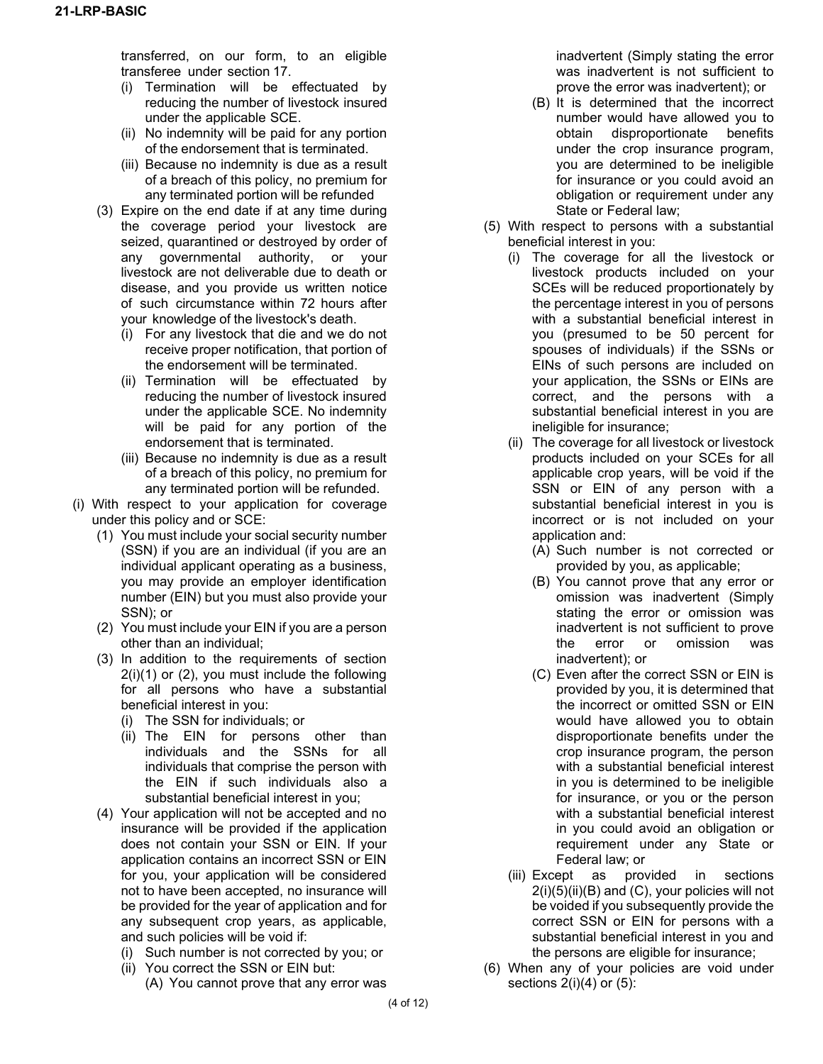transferred, on our form, to an eligible transferee under section 17.

- (i) Termination will be effectuated by reducing the number of livestock insured under the applicable SCE.
- (ii) No indemnity will be paid for any portion of the endorsement that is terminated.
- (iii) Because no indemnity is due as a result of a breach of this policy, no premium for any terminated portion will be refunded

(3) Expire on the end date if at any time during the coverage period your livestock are seized, quarantined or destroyed by order of any governmental authority, or your livestock are not deliverable due to death or disease, and you provide us written notice of such circumstance within 72 hours after your knowledge of the livestock's death.

- (i) For any livestock that die and we do not receive proper notification, that portion of the endorsement will be terminated.
- (ii) Termination will be effectuated by reducing the number of livestock insured under the applicable SCE. No indemnity will be paid for any portion of the endorsement that is terminated.
- (iii) Because no indemnity is due as a result of a breach of this policy, no premium for any terminated portion will be refunded.

(i) With respect to your application for coverage under this policy and or SCE:

(1) You must include your social security number (SSN) if you are an individual (if you are an individual applicant operating as a business, you may provide an employer identification number (EIN) but you must also provide your SSN); or

(2) You must include your EIN if you are a person other than an individual;

(3) In addition to the requirements of section 2(i)(1) or (2), you must include the following for all persons who have a substantial beneficial interest in you:

- (i) The SSN for individuals; or
- (ii) The EIN for persons other than individuals and the SSNs for all individuals that comprise the person with the EIN if such individuals also a substantial beneficial interest in you;

(4) Your application will not be accepted and no insurance will be provided if the application does not contain your SSN or EIN. If your application contains an incorrect SSN or EIN for you, your application will be considered not to have been accepted, no insurance will be provided for the year of application and for any subsequent crop years, as applicable, and such policies will be void if:

- (i) Such number is not corrected by you; or
- (ii) You correct the SSN or EIN but:
  - (A) You cannot prove that any error was inadvertent (Simply stating the error was inadvertent is not sufficient to prove the error was inadvertent); or
  - (B) It is determined that the incorrect number would have allowed you to obtain disproportionate benefits under the crop insurance program, you are determined to be ineligible for insurance or you could avoid an obligation or requirement under any State or Federal law;

(5) With respect to persons with a substantial beneficial interest in you:

- (i) The coverage for all the livestock or livestock products included on your SCEs will be reduced proportionately by the percentage interest in you of persons with a substantial beneficial interest in you (presumed to be 50 percent for spouses of individuals) if the SSNs or EINs of such persons are included on your application, the SSNs or EINs are correct, and the persons with a substantial beneficial interest in you are ineligible for insurance;
- (ii) The coverage for all livestock or livestock products included on your SCEs for all applicable crop years, will be void if the SSN or EIN of any person with a substantial beneficial interest in you is incorrect or is not included on your application and:
  - (A) Such number is not corrected or provided by you, as applicable;
  - (B) You cannot prove that any error or omission was inadvertent (Simply stating the error or omission was inadvertent is not sufficient to prove the error or omission was inadvertent); or
  - (C) Even after the correct SSN or EIN is provided by you, it is determined that the incorrect or omitted SSN or EIN would have allowed you to obtain disproportionate benefits under the crop insurance program, the person with a substantial beneficial interest in you is determined to be ineligible for insurance, or you or the person with a substantial beneficial interest in you could avoid an obligation or requirement under any State or Federal law; or
- (iii) Except as provided in sections 2(i)(5)(ii)(B) and (C), your policies will not be voided if you subsequently provide the correct SSN or EIN for persons with a substantial beneficial interest in you and the persons are eligible for insurance;

(6) When any of your policies are void under sections 2(i)(4) or (5):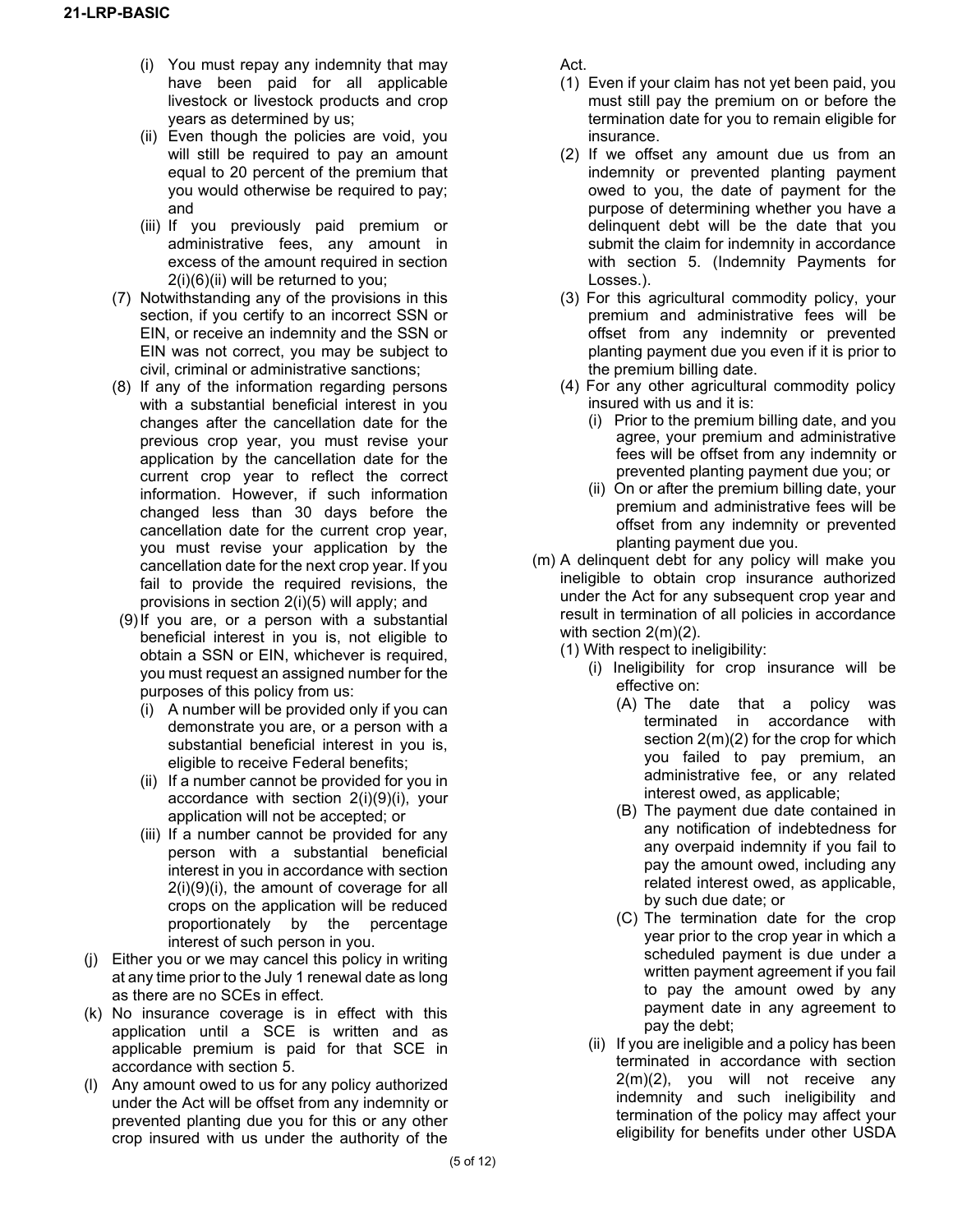(i) You must repay any indemnity that may have been paid for all applicable livestock or livestock products and crop years as determined by us;

(ii) Even though the policies are void, you will still be required to pay an amount equal to 20 percent of the premium that you would otherwise be required to pay; and

(iii) If you previously paid premium or administrative fees, any amount in excess of the amount required in section 2(i)(6)(ii) will be returned to you;

(7) Notwithstanding any of the provisions in this section, if you certify to an incorrect SSN or EIN, or receive an indemnity and the SSN or EIN was not correct, you may be subject to civil, criminal or administrative sanctions;

(8) If any of the information regarding persons with a substantial beneficial interest in you changes after the cancellation date for the previous crop year, you must revise your application by the cancellation date for the current crop year to reflect the correct information. However, if such information changed less than 30 days before the cancellation date for the current crop year, you must revise your application by the cancellation date for the next crop year. If you fail to provide the required revisions, the provisions in section 2(i)(5) will apply; and

(9) If you are, or a person with a substantial beneficial interest in you is, not eligible to obtain a SSN or EIN, whichever is required, you must request an assigned number for the purposes of this policy from us:

(i) A number will be provided only if you can demonstrate you are, or a person with a substantial beneficial interest in you is, eligible to receive Federal benefits;

(ii) If a number cannot be provided for you in accordance with section 2(i)(9)(i), your application will not be accepted; or

(iii) If a number cannot be provided for any person with a substantial beneficial interest in you in accordance with section 2(i)(9)(i), the amount of coverage for all crops on the application will be reduced proportionately by the percentage interest of such person in you.

(j) Either you or we may cancel this policy in writing at any time prior to the July 1 renewal date as long as there are no SCEs in effect.

(k) No insurance coverage is in effect with this application until a SCE is written and as applicable premium is paid for that SCE in accordance with section 5.

(l) Any amount owed to us for any policy authorized under the Act will be offset from any indemnity or prevented planting due you for this or any other crop insured with us under the authority of the Act.

(1) Even if your claim has not yet been paid, you must still pay the premium on or before the termination date for you to remain eligible for insurance.

(2) If we offset any amount due us from an indemnity or prevented planting payment owed to you, the date of payment for the purpose of determining whether you have a delinquent debt will be the date that you submit the claim for indemnity in accordance with section 5. (Indemnity Payments for Losses.).

(3) For this agricultural commodity policy, your premium and administrative fees will be offset from any indemnity or prevented planting payment due you even if it is prior to the premium billing date.

(4) For any other agricultural commodity policy insured with us and it is:

(i) Prior to the premium billing date, and you agree, your premium and administrative fees will be offset from any indemnity or prevented planting payment due you; or

(ii) On or after the premium billing date, your premium and administrative fees will be offset from any indemnity or prevented planting payment due you.

(m) A delinquent debt for any policy will make you ineligible to obtain crop insurance authorized under the Act for any subsequent crop year and result in termination of all policies in accordance with section 2(m)(2).

(1) With respect to ineligibility:

(i) Ineligibility for crop insurance will be effective on:

(A) The date that a policy was terminated in accordance with section 2(m)(2) for the crop for which you failed to pay premium, an administrative fee, or any related interest owed, as applicable;

(B) The payment due date contained in any notification of indebtedness for any overpaid indemnity if you fail to pay the amount owed, including any related interest owed, as applicable, by such due date; or

(C) The termination date for the crop year prior to the crop year in which a scheduled payment is due under a written payment agreement if you fail to pay the amount owed by any payment date in any agreement to pay the debt;

(ii) If you are ineligible and a policy has been terminated in accordance with section 2(m)(2), you will not receive any indemnity and such ineligibility and termination of the policy may affect your eligibility for benefits under other USDA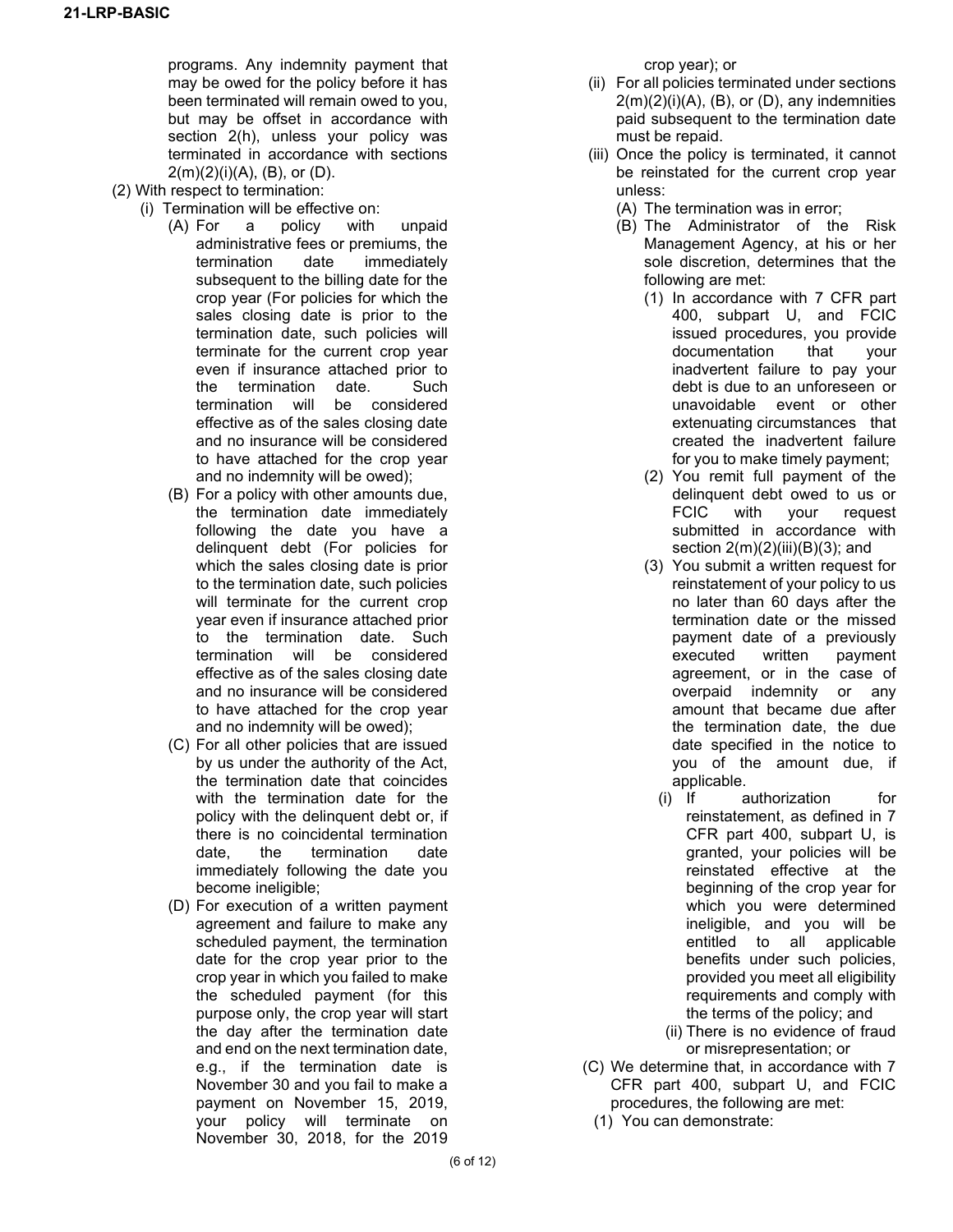programs. Any indemnity payment that may be owed for the policy before it has been terminated will remain owed to you, but may be offset in accordance with section 2(h), unless your policy was terminated in accordance with sections 2(m)(2)(i)(A), (B), or (D).

(2) With respect to termination:

(i) Termination will be effective on:

(A) For a policy with unpaid administrative fees or premiums, the termination date immediately subsequent to the billing date for the crop year (For policies for which the sales closing date is prior to the termination date, such policies will terminate for the current crop year even if insurance attached prior to the termination date. Such termination will be considered effective as of the sales closing date and no insurance will be considered to have attached for the crop year and no indemnity will be owed);

(B) For a policy with other amounts due, the termination date immediately following the date you have a delinquent debt (For policies for which the sales closing date is prior to the termination date, such policies will terminate for the current crop year even if insurance attached prior to the termination date. Such termination will be considered effective as of the sales closing date and no insurance will be considered to have attached for the crop year and no indemnity will be owed);

(C) For all other policies that are issued by us under the authority of the Act, the termination date that coincides with the termination date for the policy with the delinquent debt or, if there is no coincidental termination date, the termination date immediately following the date you become ineligible;

(D) For execution of a written payment agreement and failure to make any scheduled payment, the termination date for the crop year prior to the crop year in which you failed to make the scheduled payment (for this purpose only, the crop year will start the day after the termination date and end on the next termination date, e.g., if the termination date is November 30 and you fail to make a payment on November 15, 2019, your policy will terminate on November 30, 2018, for the 2019 crop year); or

(ii) For all policies terminated under sections 2(m)(2)(i)(A), (B), or (D), any indemnities paid subsequent to the termination date must be repaid.

(iii) Once the policy is terminated, it cannot be reinstated for the current crop year unless:

(A) The termination was in error;

(B) The Administrator of the Risk Management Agency, at his or her sole discretion, determines that the following are met:

(1) In accordance with 7 CFR part 400, subpart U, and FCIC issued procedures, you provide documentation that your inadvertent failure to pay your debt is due to an unforeseen or unavoidable event or other extenuating circumstances that created the inadvertent failure for you to make timely payment;

(2) You remit full payment of the delinquent debt owed to us or FCIC with your request submitted in accordance with section 2(m)(2)(iii)(B)(3); and

(3) You submit a written request for reinstatement of your policy to us no later than 60 days after the termination date or the missed payment date of a previously executed written payment agreement, or in the case of overpaid indemnity or any amount that became due after the termination date, the due date specified in the notice to you of the amount due, if applicable.

(i) If authorization for reinstatement, as defined in 7 CFR part 400, subpart U, is granted, your policies will be reinstated effective at the beginning of the crop year for which you were determined ineligible, and you will be entitled to all applicable benefits under such policies, provided you meet all eligibility requirements and comply with the terms of the policy; and

(ii) There is no evidence of fraud or misrepresentation; or

(C) We determine that, in accordance with 7 CFR part 400, subpart U, and FCIC procedures, the following are met:

(1) You can demonstrate: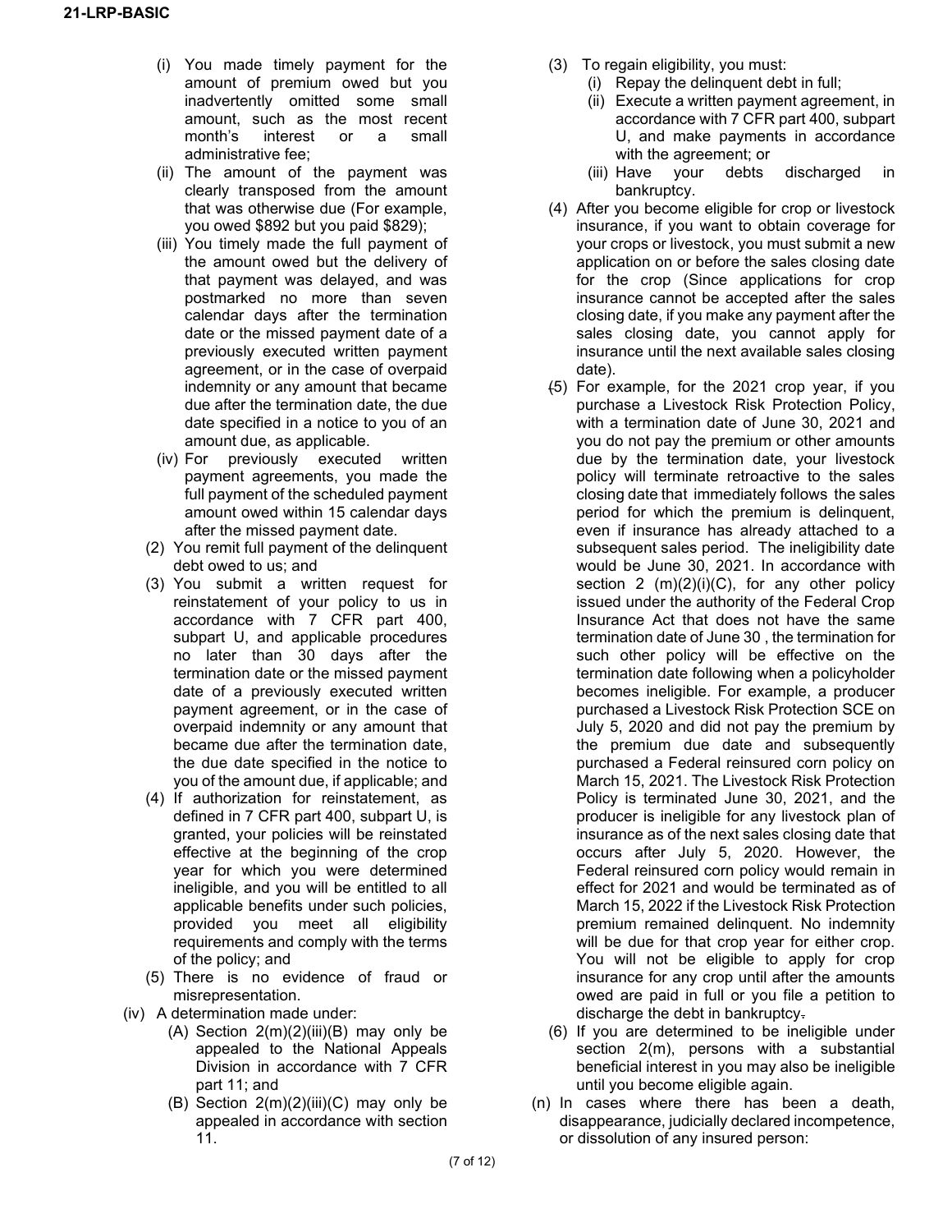(i) You made timely payment for the amount of premium owed but you inadvertently omitted some small amount, such as the most recent month's interest or a small administrative fee;

(ii) The amount of the payment was clearly transposed from the amount that was otherwise due (For example, you owed $892 but you paid $829);

(iii) You timely made the full payment of the amount owed but the delivery of that payment was delayed, and was postmarked no more than seven calendar days after the termination date or the missed payment date of a previously executed written payment agreement, or in the case of overpaid indemnity or any amount that became due after the termination date, the due date specified in a notice to you of an amount due, as applicable.

(iv) For previously executed written payment agreements, you made the full payment of the scheduled payment amount owed within 15 calendar days after the missed payment date.

(2) You remit full payment of the delinquent debt owed to us; and

(3) You submit a written request for reinstatement of your policy to us in accordance with 7 CFR part 400, subpart U, and applicable procedures no later than 30 days after the termination date or the missed payment date of a previously executed written payment agreement, or in the case of overpaid indemnity or any amount that became due after the termination date, the due date specified in the notice to you of the amount due, if applicable; and

(4) If authorization for reinstatement, as defined in 7 CFR part 400, subpart U, is granted, your policies will be reinstated effective at the beginning of the crop year for which you were determined ineligible, and you will be entitled to all applicable benefits under such policies, provided you meet all eligibility requirements and comply with the terms of the policy; and

(5) There is no evidence of fraud or misrepresentation.

(iv) A determination made under:

(A) Section 2(m)(2)(iii)(B) may only be appealed to the National Appeals Division in accordance with 7 CFR part 11; and

(B) Section 2(m)(2)(iii)(C) may only be appealed in accordance with section 11.

(3) To regain eligibility, you must:

(i) Repay the delinquent debt in full;

(ii) Execute a written payment agreement, in accordance with 7 CFR part 400, subpart U, and make payments in accordance with the agreement; or

(iii) Have your debts discharged in bankruptcy.

(4) After you become eligible for crop or livestock insurance, if you want to obtain coverage for your crops or livestock, you must submit a new application on or before the sales closing date for the crop (Since applications for crop insurance cannot be accepted after the sales closing date, if you make any payment after the sales closing date, you cannot apply for insurance until the next available sales closing date).

(5) For example, for the 2021 crop year, if you purchase a Livestock Risk Protection Policy, with a termination date of June 30, 2021 and you do not pay the premium or other amounts due by the termination date, your livestock policy will terminate retroactive to the sales closing date that immediately follows the sales period for which the premium is delinquent, even if insurance has already attached to a subsequent sales period. The ineligibility date would be June 30, 2021. In accordance with section 2 (m)(2)(i)(C), for any other policy issued under the authority of the Federal Crop Insurance Act that does not have the same termination date of June 30 , the termination for such other policy will be effective on the termination date following when a policyholder becomes ineligible. For example, a producer purchased a Livestock Risk Protection SCE on July 5, 2020 and did not pay the premium by the premium due date and subsequently purchased a Federal reinsured corn policy on March 15, 2021. The Livestock Risk Protection Policy is terminated June 30, 2021, and the producer is ineligible for any livestock plan of insurance as of the next sales closing date that occurs after July 5, 2020. However, the Federal reinsured corn policy would remain in effect for 2021 and would be terminated as of March 15, 2022 if the Livestock Risk Protection premium remained delinquent. No indemnity will be due for that crop year for either crop. You will not be eligible to apply for crop insurance for any crop until after the amounts owed are paid in full or you file a petition to discharge the debt in bankruptcy.

(6) If you are determined to be ineligible under section 2(m), persons with a substantial beneficial interest in you may also be ineligible until you become eligible again.

(n) In cases where there has been a death, disappearance, judicially declared incompetence, or dissolution of any insured person: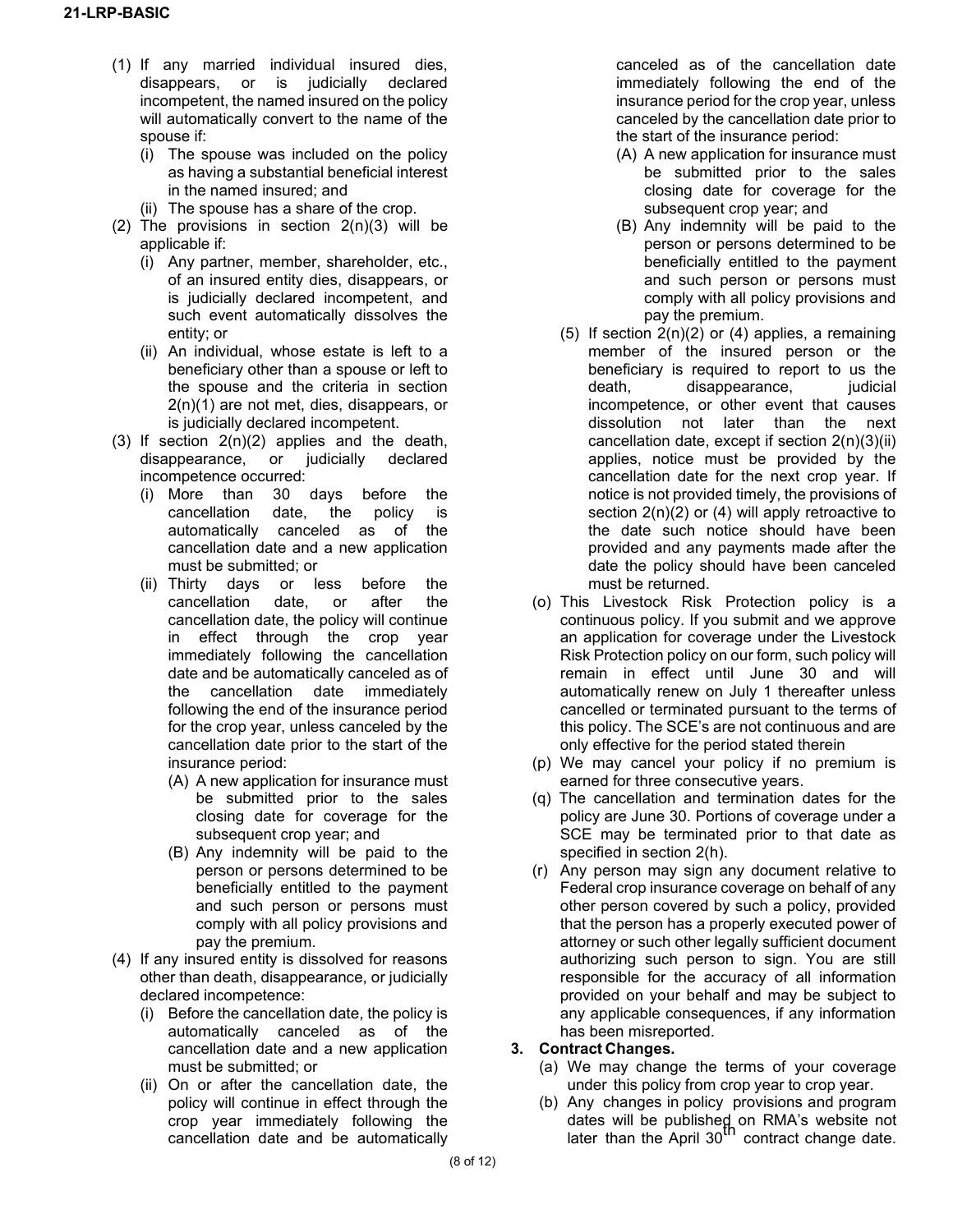(1) If any married individual insured dies, disappears, or is judicially declared incompetent, the named insured on the policy will automatically convert to the name of the spouse if:

    (i) The spouse was included on the policy as having a substantial beneficial interest in the named insured; and

    (ii) The spouse has a share of the crop.

(2) The provisions in section 2(n)(3) will be applicable if:

    (i) Any partner, member, shareholder, etc., of an insured entity dies, disappears, or is judicially declared incompetent, and such event automatically dissolves the entity; or

    (ii) An individual, whose estate is left to a beneficiary other than a spouse or left to the spouse and the criteria in section 2(n)(1) are not met, dies, disappears, or is judicially declared incompetent.

(3) If section 2(n)(2) applies and the death, disappearance, or judicially declared incompetence occurred:

    (i) More than 30 days before the cancellation date, the policy is automatically canceled as of the cancellation date and a new application must be submitted; or

    (ii) Thirty days or less before the cancellation date, or after the cancellation date, the policy will continue in effect through the crop year immediately following the cancellation date and be automatically canceled as of the cancellation date immediately following the end of the insurance period for the crop year, unless canceled by the cancellation date prior to the start of the insurance period:

        (A) A new application for insurance must be submitted prior to the sales closing date for coverage for the subsequent crop year; and

        (B) Any indemnity will be paid to the person or persons determined to be beneficially entitled to the payment and such person or persons must comply with all policy provisions and pay the premium.

(4) If any insured entity is dissolved for reasons other than death, disappearance, or judicially declared incompetence:

    (i) Before the cancellation date, the policy is automatically canceled as of the cancellation date and a new application must be submitted; or

    (ii) On or after the cancellation date, the policy will continue in effect through the crop year immediately following the cancellation date and be automatically canceled as of the cancellation date immediately following the end of the insurance period for the crop year, unless canceled by the cancellation date prior to the start of the insurance period:

        (A) A new application for insurance must be submitted prior to the sales closing date for coverage for the subsequent crop year; and

        (B) Any indemnity will be paid to the person or persons determined to be beneficially entitled to the payment and such person or persons must comply with all policy provisions and pay the premium.

(5) If section 2(n)(2) or (4) applies, a remaining member of the insured person or the beneficiary is required to report to us the death, disappearance, judicial incompetence, or other event that causes dissolution not later than the next cancellation date, except if section 2(n)(3)(ii) applies, notice must be provided by the cancellation date for the next crop year. If notice is not provided timely, the provisions of section 2(n)(2) or (4) will apply retroactive to the date such notice should have been provided and any payments made after the date the policy should have been canceled must be returned.

(o) This Livestock Risk Protection policy is a continuous policy. If you submit and we approve an application for coverage under the Livestock Risk Protection policy on our form, such policy will remain in effect until June 30 and will automatically renew on July 1 thereafter unless cancelled or terminated pursuant to the terms of this policy. The SCE's are not continuous and are only effective for the period stated therein

(p) We may cancel your policy if no premium is earned for three consecutive years.

(q) The cancellation and termination dates for the policy are June 30. Portions of coverage under a SCE may be terminated prior to that date as specified in section 2(h).

(r) Any person may sign any document relative to Federal crop insurance coverage on behalf of any other person covered by such a policy, provided that the person has a properly executed power of attorney or such other legally sufficient document authorizing such person to sign. You are still responsible for the accuracy of all information provided on your behalf and may be subject to any applicable consequences, if any information has been misreported.

**3. Contract Changes.**

(a) We may change the terms of your coverage under this policy from crop year to crop year.

(b) Any changes in policy provisions and program dates will be published on RMA's website not later than the April 30th contract change date.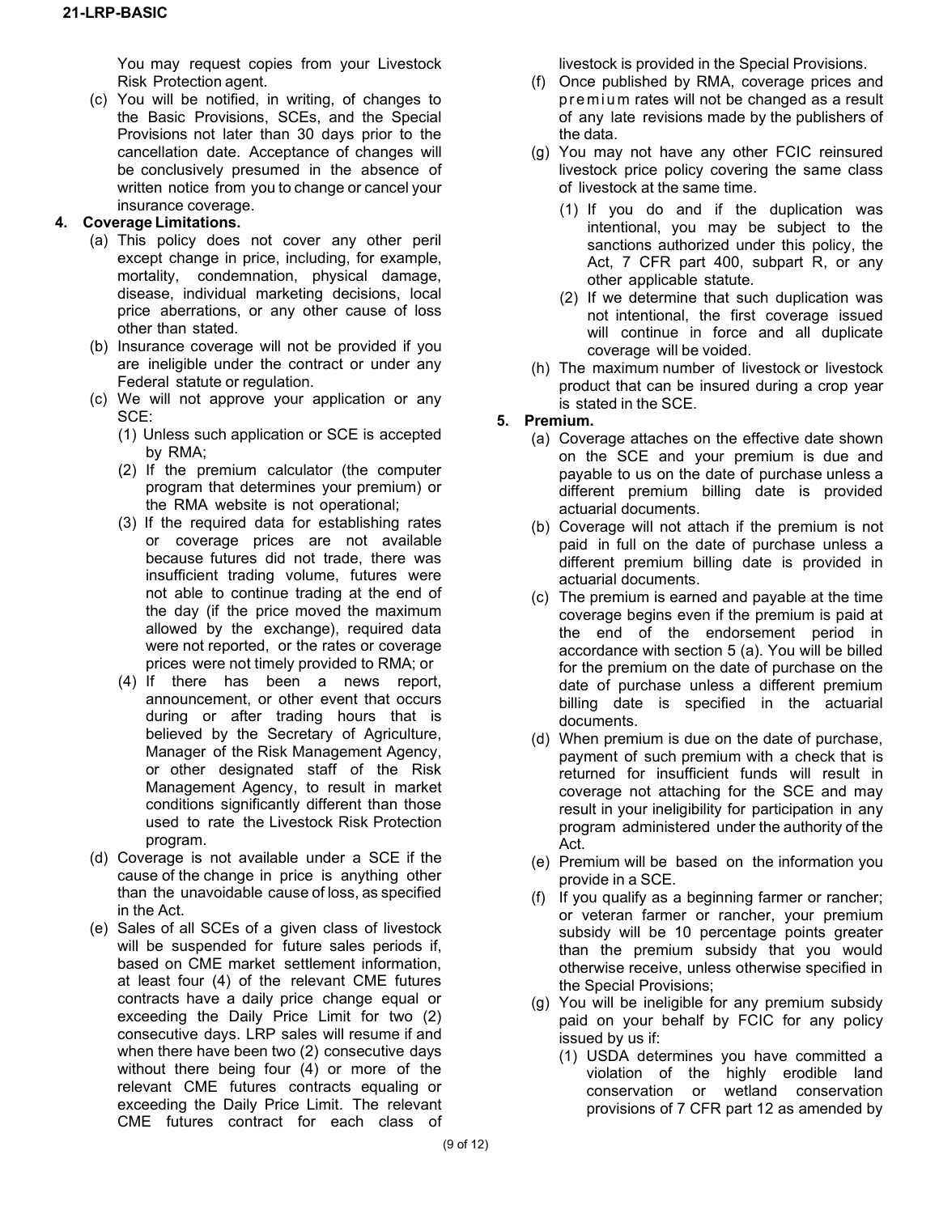You may request copies from your Livestock Risk Protection agent.

(c) You will be notified, in writing, of changes to the Basic Provisions, SCEs, and the Special Provisions not later than 30 days prior to the cancellation date. Acceptance of changes will be conclusively presumed in the absence of written notice from you to change or cancel your insurance coverage.

**4. Coverage Limitations.**

(a) This policy does not cover any other peril except change in price, including, for example, mortality, condemnation, physical damage, disease, individual marketing decisions, local price aberrations, or any other cause of loss other than stated.

(b) Insurance coverage will not be provided if you are ineligible under the contract or under any Federal statute or regulation.

(c) We will not approve your application or any SCE:

(1) Unless such application or SCE is accepted by RMA;

(2) If the premium calculator (the computer program that determines your premium) or the RMA website is not operational;

(3) If the required data for establishing rates or coverage prices are not available because futures did not trade, there was insufficient trading volume, futures were not able to continue trading at the end of the day (if the price moved the maximum allowed by the exchange), required data were not reported, or the rates or coverage prices were not timely provided to RMA; or

(4) If there has been a news report, announcement, or other event that occurs during or after trading hours that is believed by the Secretary of Agriculture, Manager of the Risk Management Agency, or other designated staff of the Risk Management Agency, to result in market conditions significantly different than those used to rate the Livestock Risk Protection program.

(d) Coverage is not available under a SCE if the cause of the change in price is anything other than the unavoidable cause of loss, as specified in the Act.

(e) Sales of all SCEs of a given class of livestock will be suspended for future sales periods if, based on CME market settlement information, at least four (4) of the relevant CME futures contracts have a daily price change equal or exceeding the Daily Price Limit for two (2) consecutive days. LRP sales will resume if and when there have been two (2) consecutive days without there being four (4) or more of the relevant CME futures contracts equaling or exceeding the Daily Price Limit. The relevant CME futures contract for each class of livestock is provided in the Special Provisions.

(f) Once published by RMA, coverage prices and premium rates will not be changed as a result of any late revisions made by the publishers of the data.

(g) You may not have any other FCIC reinsured livestock price policy covering the same class of livestock at the same time.

(1) If you do and if the duplication was intentional, you may be subject to the sanctions authorized under this policy, the Act, 7 CFR part 400, subpart R, or any other applicable statute.

(2) If we determine that such duplication was not intentional, the first coverage issued will continue in force and all duplicate coverage will be voided.

(h) The maximum number of livestock or livestock product that can be insured during a crop year is stated in the SCE.

**5. Premium.**

(a) Coverage attaches on the effective date shown on the SCE and your premium is due and payable to us on the date of purchase unless a different premium billing date is provided actuarial documents.

(b) Coverage will not attach if the premium is not paid in full on the date of purchase unless a different premium billing date is provided in actuarial documents.

(c) The premium is earned and payable at the time coverage begins even if the premium is paid at the end of the endorsement period in accordance with section 5 (a). You will be billed for the premium on the date of purchase on the date of purchase unless a different premium billing date is specified in the actuarial documents.

(d) When premium is due on the date of purchase, payment of such premium with a check that is returned for insufficient funds will result in coverage not attaching for the SCE and may result in your ineligibility for participation in any program administered under the authority of the Act.

(e) Premium will be based on the information you provide in a SCE.

(f) If you qualify as a beginning farmer or rancher; or veteran farmer or rancher, your premium subsidy will be 10 percentage points greater than the premium subsidy that you would otherwise receive, unless otherwise specified in the Special Provisions;

(g) You will be ineligible for any premium subsidy paid on your behalf by FCIC for any policy issued by us if:

(1) USDA determines you have committed a violation of the highly erodible land conservation or wetland conservation provisions of 7 CFR part 12 as amended by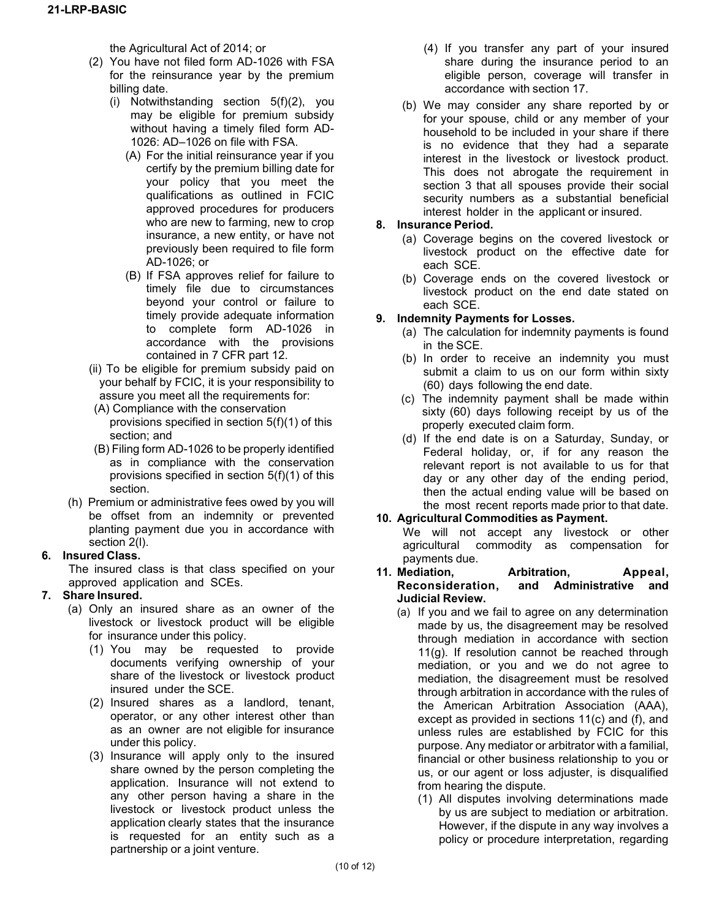the Agricultural Act of 2014; or

(2) You have not filed form AD-1026 with FSA for the reinsurance year by the premium billing date.

(i) Notwithstanding section 5(f)(2), you may be eligible for premium subsidy without having a timely filed form AD-1026: AD–1026 on file with FSA.

(A) For the initial reinsurance year if you certify by the premium billing date for your policy that you meet the qualifications as outlined in FCIC approved procedures for producers who are new to farming, new to crop insurance, a new entity, or have not previously been required to file form AD-1026; or

(B) If FSA approves relief for failure to timely file due to circumstances beyond your control or failure to timely provide adequate information to complete form AD-1026 in accordance with the provisions contained in 7 CFR part 12.

(ii) To be eligible for premium subsidy paid on your behalf by FCIC, it is your responsibility to assure you meet all the requirements for:

(A) Compliance with the conservation provisions specified in section 5(f)(1) of this section; and

(B) Filing form AD-1026 to be properly identified as in compliance with the conservation provisions specified in section 5(f)(1) of this section.

(h) Premium or administrative fees owed by you will be offset from an indemnity or prevented planting payment due you in accordance with section 2(l).

**6. Insured Class.**

The insured class is that class specified on your approved application and SCEs.

**7. Share Insured.**

(a) Only an insured share as an owner of the livestock or livestock product will be eligible for insurance under this policy.

(1) You may be requested to provide documents verifying ownership of your share of the livestock or livestock product insured under the SCE.

(2) Insured shares as a landlord, tenant, operator, or any other interest other than as an owner are not eligible for insurance under this policy.

(3) Insurance will apply only to the insured share owned by the person completing the application. Insurance will not extend to any other person having a share in the livestock or livestock product unless the application clearly states that the insurance is requested for an entity such as a partnership or a joint venture.

(4) If you transfer any part of your insured share during the insurance period to an eligible person, coverage will transfer in accordance with section 17.

(b) We may consider any share reported by or for your spouse, child or any member of your household to be included in your share if there is no evidence that they had a separate interest in the livestock or livestock product. This does not abrogate the requirement in section 3 that all spouses provide their social security numbers as a substantial beneficial interest holder in the applicant or insured.

**8. Insurance Period.**

(a) Coverage begins on the covered livestock or livestock product on the effective date for each SCE.

(b) Coverage ends on the covered livestock or livestock product on the end date stated on each SCE.

**9. Indemnity Payments for Losses.**

(a) The calculation for indemnity payments is found in the SCE.

(b) In order to receive an indemnity you must submit a claim to us on our form within sixty (60) days following the end date.

(c) The indemnity payment shall be made within sixty (60) days following receipt by us of the properly executed claim form.

(d) If the end date is on a Saturday, Sunday, or Federal holiday, or, if for any reason the relevant report is not available to us for that day or any other day of the ending period, then the actual ending value will be based on the most recent reports made prior to that date.

**10. Agricultural Commodities as Payment.**

We will not accept any livestock or other agricultural commodity as compensation for payments due.

**11. Mediation, Arbitration, Appeal, Reconsideration, and Administrative and Judicial Review.**

(a) If you and we fail to agree on any determination made by us, the disagreement may be resolved through mediation in accordance with section 11(g). If resolution cannot be reached through mediation, or you and we do not agree to mediation, the disagreement must be resolved through arbitration in accordance with the rules of the American Arbitration Association (AAA), except as provided in sections 11(c) and (f), and unless rules are established by FCIC for this purpose. Any mediator or arbitrator with a familial, financial or other business relationship to you or us, or our agent or loss adjuster, is disqualified from hearing the dispute.

(1) All disputes involving determinations made by us are subject to mediation or arbitration. However, if the dispute in any way involves a policy or procedure interpretation, regarding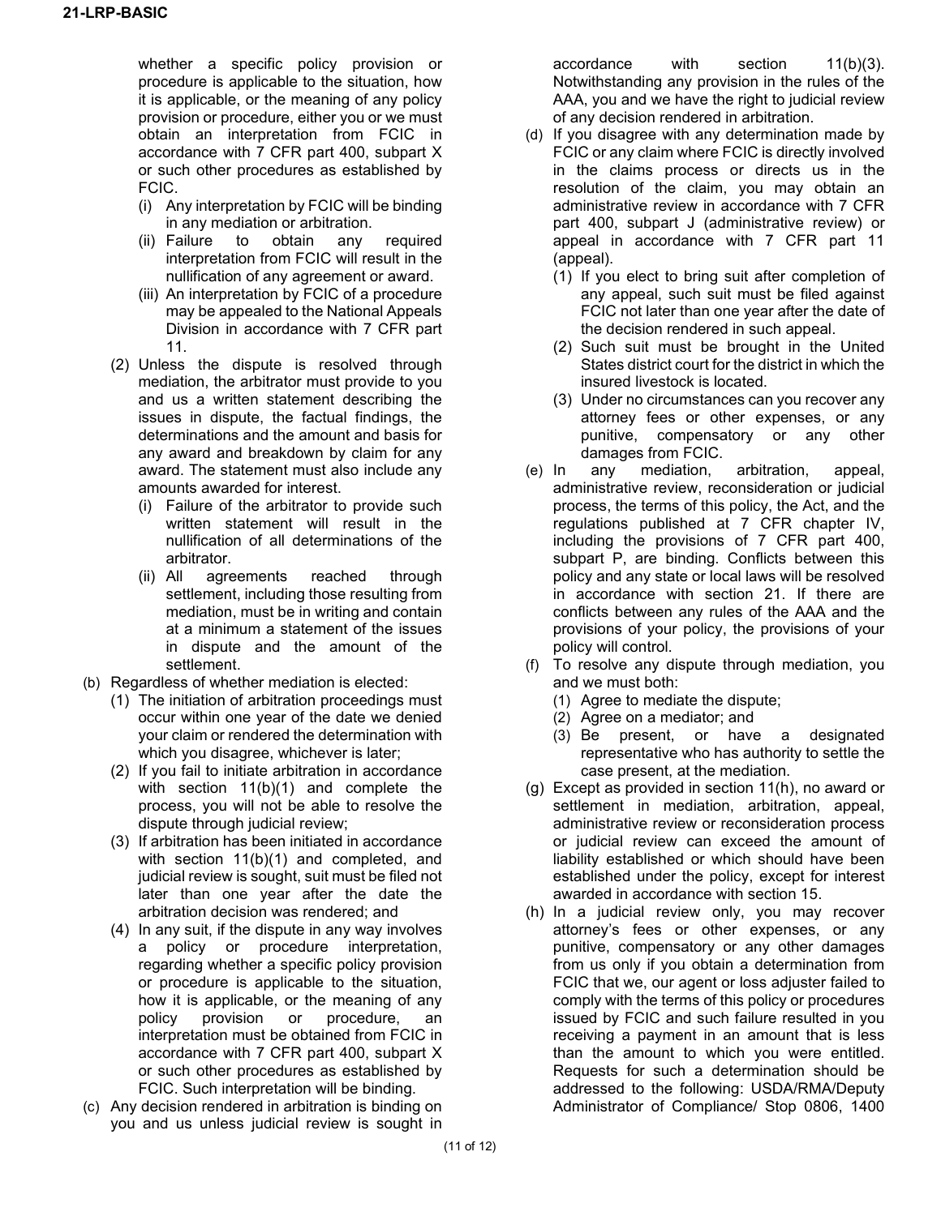whether a specific policy provision or procedure is applicable to the situation, how it is applicable, or the meaning of any policy provision or procedure, either you or we must obtain an interpretation from FCIC in accordance with 7 CFR part 400, subpart X or such other procedures as established by FCIC.

   - (i) Any interpretation by FCIC will be binding in any mediation or arbitration.
   - (ii) Failure to obtain any required interpretation from FCIC will result in the nullification of any agreement or award.
   - (iii) An interpretation by FCIC of a procedure may be appealed to the National Appeals Division in accordance with 7 CFR part 11.

- (2) Unless the dispute is resolved through mediation, the arbitrator must provide to you and us a written statement describing the issues in dispute, the factual findings, the determinations and the amount and basis for any award and breakdown by claim for any award. The statement must also include any amounts awarded for interest.
   - (i) Failure of the arbitrator to provide such written statement will result in the nullification of all determinations of the arbitrator.
   - (ii) All agreements reached through settlement, including those resulting from mediation, must be in writing and contain at a minimum a statement of the issues in dispute and the amount of the settlement.

(b) Regardless of whether mediation is elected:

- (1) The initiation of arbitration proceedings must occur within one year of the date we denied your claim or rendered the determination with which you disagree, whichever is later;
- (2) If you fail to initiate arbitration in accordance with section 11(b)(1) and complete the process, you will not be able to resolve the dispute through judicial review;
- (3) If arbitration has been initiated in accordance with section 11(b)(1) and completed, and judicial review is sought, suit must be filed not later than one year after the date the arbitration decision was rendered; and
- (4) In any suit, if the dispute in any way involves a policy or procedure interpretation, regarding whether a specific policy provision or procedure is applicable to the situation, how it is applicable, or the meaning of any policy provision or procedure, an interpretation must be obtained from FCIC in accordance with 7 CFR part 400, subpart X or such other procedures as established by FCIC. Such interpretation will be binding.

(c) Any decision rendered in arbitration is binding on you and us unless judicial review is sought in accordance with section 11(b)(3). Notwithstanding any provision in the rules of the AAA, you and we have the right to judicial review of any decision rendered in arbitration.

(d) If you disagree with any determination made by FCIC or any claim where FCIC is directly involved in the claims process or directs us in the resolution of the claim, you may obtain an administrative review in accordance with 7 CFR part 400, subpart J (administrative review) or appeal in accordance with 7 CFR part 11 (appeal).

- (1) If you elect to bring suit after completion of any appeal, such suit must be filed against FCIC not later than one year after the date of the decision rendered in such appeal.
- (2) Such suit must be brought in the United States district court for the district in which the insured livestock is located.
- (3) Under no circumstances can you recover any attorney fees or other expenses, or any punitive, compensatory or any other damages from FCIC.

(e) In any mediation, arbitration, appeal, administrative review, reconsideration or judicial process, the terms of this policy, the Act, and the regulations published at 7 CFR chapter IV, including the provisions of 7 CFR part 400, subpart P, are binding. Conflicts between this policy and any state or local laws will be resolved in accordance with section 21. If there are conflicts between any rules of the AAA and the provisions of your policy, the provisions of your policy will control.

(f) To resolve any dispute through mediation, you and we must both:

- (1) Agree to mediate the dispute;
- (2) Agree on a mediator; and
- (3) Be present, or have a designated representative who has authority to settle the case present, at the mediation.

(g) Except as provided in section 11(h), no award or settlement in mediation, arbitration, appeal, administrative review or reconsideration process or judicial review can exceed the amount of liability established or which should have been established under the policy, except for interest awarded in accordance with section 15.

(h) In a judicial review only, you may recover attorney's fees or other expenses, or any punitive, compensatory or any other damages from us only if you obtain a determination from FCIC that we, our agent or loss adjuster failed to comply with the terms of this policy or procedures issued by FCIC and such failure resulted in you receiving a payment in an amount that is less than the amount to which you were entitled. Requests for such a determination should be addressed to the following: USDA/RMA/Deputy Administrator of Compliance/ Stop 0806, 1400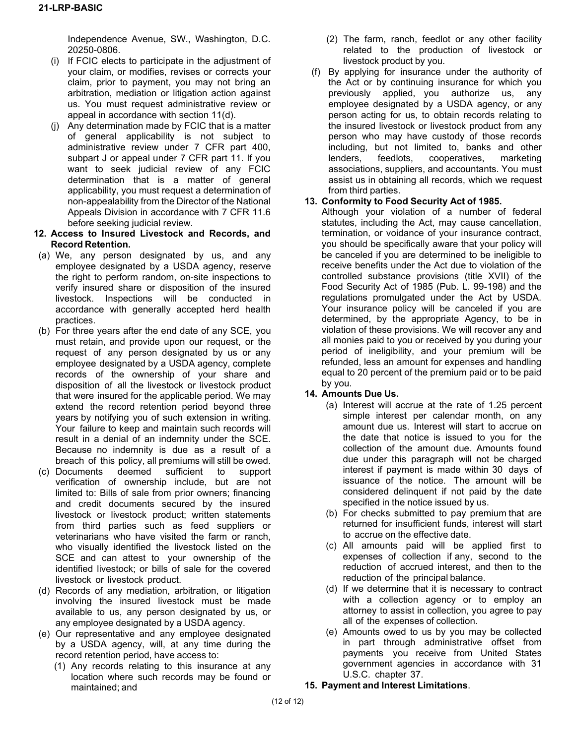Independence Avenue, SW., Washington, D.C. 20250-0806.

(i) If FCIC elects to participate in the adjustment of your claim, or modifies, revises or corrects your claim, prior to payment, you may not bring an arbitration, mediation or litigation action against us. You must request administrative review or appeal in accordance with section 11(d).

(j) Any determination made by FCIC that is a matter of general applicability is not subject to administrative review under 7 CFR part 400, subpart J or appeal under 7 CFR part 11. If you want to seek judicial review of any FCIC determination that is a matter of general applicability, you must request a determination of non-appealability from the Director of the National Appeals Division in accordance with 7 CFR 11.6 before seeking judicial review.

**12. Access to Insured Livestock and Records, and Record Retention.**

(a) We, any person designated by us, and any employee designated by a USDA agency, reserve the right to perform random, on-site inspections to verify insured share or disposition of the insured livestock. Inspections will be conducted in accordance with generally accepted herd health practices.

(b) For three years after the end date of any SCE, you must retain, and provide upon our request, or the request of any person designated by us or any employee designated by a USDA agency, complete records of the ownership of your share and disposition of all the livestock or livestock product that were insured for the applicable period. We may extend the record retention period beyond three years by notifying you of such extension in writing. Your failure to keep and maintain such records will result in a denial of an indemnity under the SCE. Because no indemnity is due as a result of a breach of this policy, all premiums will still be owed.

(c) Documents deemed sufficient to support verification of ownership include, but are not limited to: Bills of sale from prior owners; financing and credit documents secured by the insured livestock or livestock product; written statements from third parties such as feed suppliers or veterinarians who have visited the farm or ranch, who visually identified the livestock listed on the SCE and can attest to your ownership of the identified livestock; or bills of sale for the covered livestock or livestock product.

(d) Records of any mediation, arbitration, or litigation involving the insured livestock must be made available to us, any person designated by us, or any employee designated by a USDA agency.

(e) Our representative and any employee designated by a USDA agency, will, at any time during the record retention period, have access to:

(1) Any records relating to this insurance at any location where such records may be found or maintained; and

(2) The farm, ranch, feedlot or any other facility related to the production of livestock or livestock product by you.

(f) By applying for insurance under the authority of the Act or by continuing insurance for which you previously applied, you authorize us, any employee designated by a USDA agency, or any person acting for us, to obtain records relating to the insured livestock or livestock product from any person who may have custody of those records including, but not limited to, banks and other lenders, feedlots, cooperatives, marketing associations, suppliers, and accountants. You must assist us in obtaining all records, which we request from third parties.

**13. Conformity to Food Security Act of 1985.**

Although your violation of a number of federal statutes, including the Act, may cause cancellation, termination, or voidance of your insurance contract, you should be specifically aware that your policy will be canceled if you are determined to be ineligible to receive benefits under the Act due to violation of the controlled substance provisions (title XVII) of the Food Security Act of 1985 (Pub. L. 99-198) and the regulations promulgated under the Act by USDA. Your insurance policy will be canceled if you are determined, by the appropriate Agency, to be in violation of these provisions. We will recover any and all monies paid to you or received by you during your period of ineligibility, and your premium will be refunded, less an amount for expenses and handling equal to 20 percent of the premium paid or to be paid by you.

**14. Amounts Due Us.**

(a) Interest will accrue at the rate of 1.25 percent simple interest per calendar month, on any amount due us. Interest will start to accrue on the date that notice is issued to you for the collection of the amount due. Amounts found due under this paragraph will not be charged interest if payment is made within 30 days of issuance of the notice. The amount will be considered delinquent if not paid by the date specified in the notice issued by us.

(b) For checks submitted to pay premium that are returned for insufficient funds, interest will start to accrue on the effective date.

(c) All amounts paid will be applied first to expenses of collection if any, second to the reduction of accrued interest, and then to the reduction of the principal balance.

(d) If we determine that it is necessary to contract with a collection agency or to employ an attorney to assist in collection, you agree to pay all of the expenses of collection.

(e) Amounts owed to us by you may be collected in part through administrative offset from payments you receive from United States government agencies in accordance with 31 U.S.C. chapter 37.

**15. Payment and Interest Limitations**.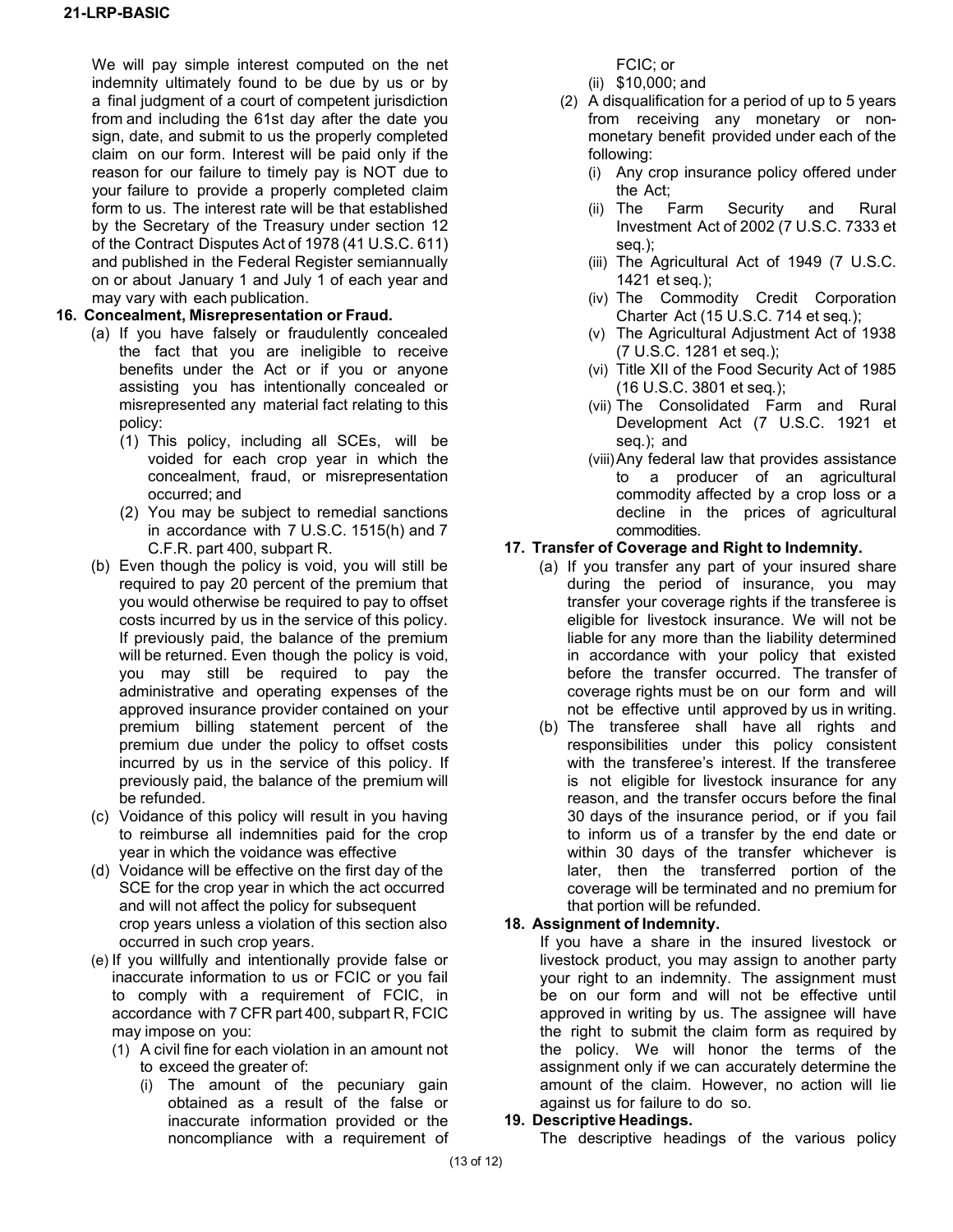We will pay simple interest computed on the net indemnity ultimately found to be due by us or by a final judgment of a court of competent jurisdiction from and including the 61st day after the date you sign, date, and submit to us the properly completed claim on our form. Interest will be paid only if the reason for our failure to timely pay is NOT due to your failure to provide a properly completed claim form to us. The interest rate will be that established by the Secretary of the Treasury under section 12 of the Contract Disputes Act of 1978 (41 U.S.C. 611) and published in the Federal Register semiannually on or about January 1 and July 1 of each year and may vary with each publication.

**16. Concealment, Misrepresentation or Fraud.**

(a) If you have falsely or fraudulently concealed the fact that you are ineligible to receive benefits under the Act or if you or anyone assisting you has intentionally concealed or misrepresented any material fact relating to this policy:

(1) This policy, including all SCEs, will be voided for each crop year in which the concealment, fraud, or misrepresentation occurred; and

(2) You may be subject to remedial sanctions in accordance with 7 U.S.C. 1515(h) and 7 C.F.R. part 400, subpart R.

(b) Even though the policy is void, you will still be required to pay 20 percent of the premium that you would otherwise be required to pay to offset costs incurred by us in the service of this policy. If previously paid, the balance of the premium will be returned. Even though the policy is void, you may still be required to pay the administrative and operating expenses of the approved insurance provider contained on your premium billing statement percent of the premium due under the policy to offset costs incurred by us in the service of this policy. If previously paid, the balance of the premium will be refunded.

(c) Voidance of this policy will result in you having to reimburse all indemnities paid for the crop year in which the voidance was effective

(d) Voidance will be effective on the first day of the SCE for the crop year in which the act occurred and will not affect the policy for subsequent crop years unless a violation of this section also occurred in such crop years.

(e) If you willfully and intentionally provide false or inaccurate information to us or FCIC or you fail to comply with a requirement of FCIC, in accordance with 7 CFR part 400, subpart R, FCIC may impose on you:

(1) A civil fine for each violation in an amount not to exceed the greater of:

(i) The amount of the pecuniary gain obtained as a result of the false or inaccurate information provided or the noncompliance with a requirement of FCIC; or

(ii) $10,000; and

(2) A disqualification for a period of up to 5 years from receiving any monetary or non-monetary benefit provided under each of the following:

(i) Any crop insurance policy offered under the Act;

(ii) The Farm Security and Rural Investment Act of 2002 (7 U.S.C. 7333 et seq.);

(iii) The Agricultural Act of 1949 (7 U.S.C. 1421 et seq.);

(iv) The Commodity Credit Corporation Charter Act (15 U.S.C. 714 et seq.);

(v) The Agricultural Adjustment Act of 1938 (7 U.S.C. 1281 et seq.);

(vi) Title XII of the Food Security Act of 1985 (16 U.S.C. 3801 et seq.);

(vii) The Consolidated Farm and Rural Development Act (7 U.S.C. 1921 et seq.); and

(viii) Any federal law that provides assistance to a producer of an agricultural commodity affected by a crop loss or a decline in the prices of agricultural commodities.

**17. Transfer of Coverage and Right to Indemnity.**

(a) If you transfer any part of your insured share during the period of insurance, you may transfer your coverage rights if the transferee is eligible for livestock insurance. We will not be liable for any more than the liability determined in accordance with your policy that existed before the transfer occurred. The transfer of coverage rights must be on our form and will not be effective until approved by us in writing.

(b) The transferee shall have all rights and responsibilities under this policy consistent with the transferee's interest. If the transferee is not eligible for livestock insurance for any reason, and the transfer occurs before the final 30 days of the insurance period, or if you fail to inform us of a transfer by the end date or within 30 days of the transfer whichever is later, then the transferred portion of the coverage will be terminated and no premium for that portion will be refunded.

**18. Assignment of Indemnity.**

If you have a share in the insured livestock or livestock product, you may assign to another party your right to an indemnity. The assignment must be on our form and will not be effective until approved in writing by us. The assignee will have the right to submit the claim form as required by the policy. We will honor the terms of the assignment only if we can accurately determine the amount of the claim. However, no action will lie against us for failure to do so.

**19. Descriptive Headings.**

The descriptive headings of the various policy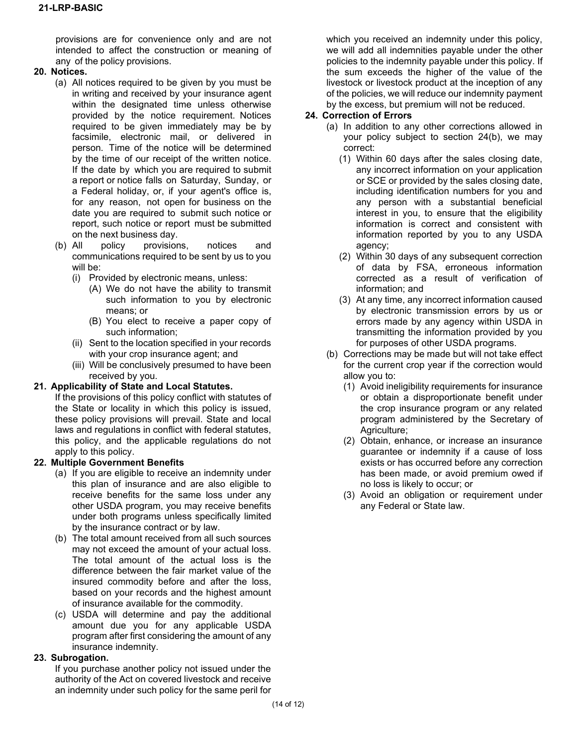provisions are for convenience only and are not intended to affect the construction or meaning of any of the policy provisions.

**20. Notices.**

(a) All notices required to be given by you must be in writing and received by your insurance agent within the designated time unless otherwise provided by the notice requirement. Notices required to be given immediately may be by facsimile, electronic mail, or delivered in person. Time of the notice will be determined by the time of our receipt of the written notice. If the date by which you are required to submit a report or notice falls on Saturday, Sunday, or a Federal holiday, or, if your agent's office is, for any reason, not open for business on the date you are required to submit such notice or report, such notice or report must be submitted on the next business day.

(b) All policy provisions, notices and communications required to be sent by us to you will be:

(i) Provided by electronic means, unless:

(A) We do not have the ability to transmit such information to you by electronic means; or

(B) You elect to receive a paper copy of such information;

(ii) Sent to the location specified in your records with your crop insurance agent; and

(iii) Will be conclusively presumed to have been received by you.

**21. Applicability of State and Local Statutes.**

If the provisions of this policy conflict with statutes of the State or locality in which this policy is issued, these policy provisions will prevail. State and local laws and regulations in conflict with federal statutes, this policy, and the applicable regulations do not apply to this policy.

**22. Multiple Government Benefits**

(a) If you are eligible to receive an indemnity under this plan of insurance and are also eligible to receive benefits for the same loss under any other USDA program, you may receive benefits under both programs unless specifically limited by the insurance contract or by law.

(b) The total amount received from all such sources may not exceed the amount of your actual loss. The total amount of the actual loss is the difference between the fair market value of the insured commodity before and after the loss, based on your records and the highest amount of insurance available for the commodity.

(c) USDA will determine and pay the additional amount due you for any applicable USDA program after first considering the amount of any insurance indemnity.

**23. Subrogation.**

If you purchase another policy not issued under the authority of the Act on covered livestock and receive an indemnity under such policy for the same peril for which you received an indemnity under this policy, we will add all indemnities payable under the other policies to the indemnity payable under this policy. If the sum exceeds the higher of the value of the livestock or livestock product at the inception of any of the policies, we will reduce our indemnity payment by the excess, but premium will not be reduced.

**24. Correction of Errors**

(a) In addition to any other corrections allowed in your policy subject to section 24(b), we may correct:

(1) Within 60 days after the sales closing date, any incorrect information on your application or SCE or provided by the sales closing date, including identification numbers for you and any person with a substantial beneficial interest in you, to ensure that the eligibility information is correct and consistent with information reported by you to any USDA agency;

(2) Within 30 days of any subsequent correction of data by FSA, erroneous information corrected as a result of verification of information; and

(3) At any time, any incorrect information caused by electronic transmission errors by us or errors made by any agency within USDA in transmitting the information provided by you for purposes of other USDA programs.

(b) Corrections may be made but will not take effect for the current crop year if the correction would allow you to:

(1) Avoid ineligibility requirements for insurance or obtain a disproportionate benefit under the crop insurance program or any related program administered by the Secretary of Agriculture;

(2) Obtain, enhance, or increase an insurance guarantee or indemnity if a cause of loss exists or has occurred before any correction has been made, or avoid premium owed if no loss is likely to occur; or

(3) Avoid an obligation or requirement under any Federal or State law.